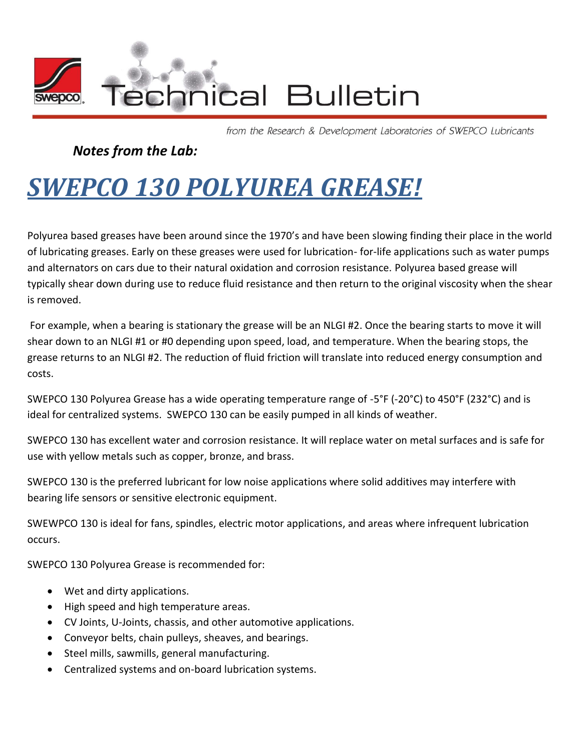# Technical Bulletin

*from the Research & Development Laboratories of SWEPCO Lubricants*

***Notes from the Lab:***

# *SWEPCO 130 POLYUREA GREASE!*

Polyurea based greases have been around since the 1970's and have been slowing finding their place in the world of lubricating greases. Early on these greases were used for lubrication- for-life applications such as water pumps and alternators on cars due to their natural oxidation and corrosion resistance. Polyurea based grease will typically shear down during use to reduce fluid resistance and then return to the original viscosity when the shear is removed.

For example, when a bearing is stationary the grease will be an NLGI #2. Once the bearing starts to move it will shear down to an NLGI #1 or #0 depending upon speed, load, and temperature. When the bearing stops, the grease returns to an NLGI #2. The reduction of fluid friction will translate into reduced energy consumption and costs.

SWEPCO 130 Polyurea Grease has a wide operating temperature range of -5°F (-20°C) to 450°F (232°C) and is ideal for centralized systems. SWEPCO 130 can be easily pumped in all kinds of weather.

SWEPCO 130 has excellent water and corrosion resistance. It will replace water on metal surfaces and is safe for use with yellow metals such as copper, bronze, and brass.

SWEPCO 130 is the preferred lubricant for low noise applications where solid additives may interfere with bearing life sensors or sensitive electronic equipment.

SWEWPCO 130 is ideal for fans, spindles, electric motor applications, and areas where infrequent lubrication occurs.

SWEPCO 130 Polyurea Grease is recommended for:

- Wet and dirty applications.
- High speed and high temperature areas.
- CV Joints, U-Joints, chassis, and other automotive applications.
- Conveyor belts, chain pulleys, sheaves, and bearings.
- Steel mills, sawmills, general manufacturing.
- Centralized systems and on-board lubrication systems.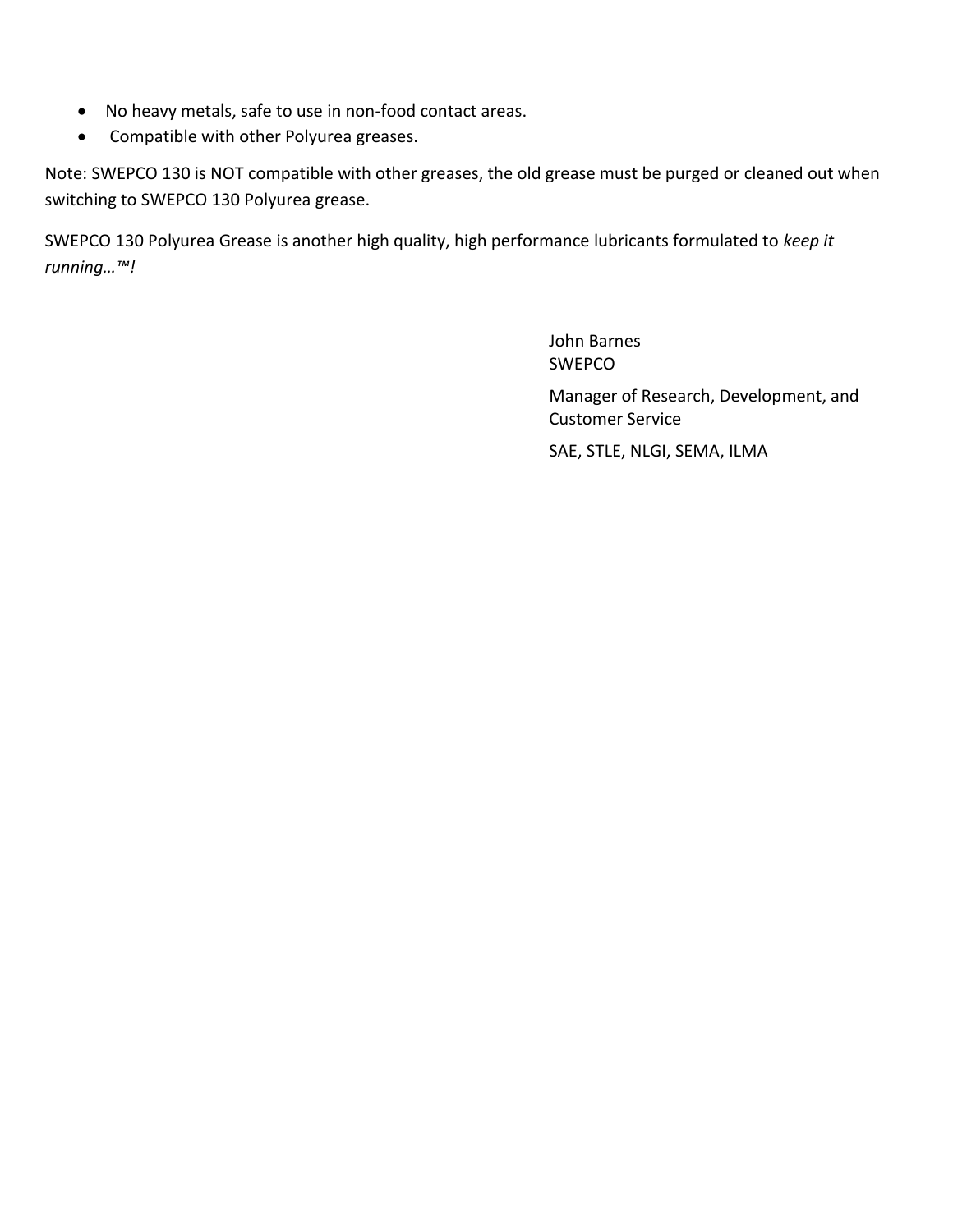- No heavy metals, safe to use in non-food contact areas.
- Compatible with other Polyurea greases.

Note: SWEPCO 130 is NOT compatible with other greases, the old grease must be purged or cleaned out when switching to SWEPCO 130 Polyurea grease.

SWEPCO 130 Polyurea Grease is another high quality, high performance lubricants formulated to *keep it running…™!*

John Barnes  
SWEPCO

Manager of Research, Development, and Customer Service

SAE, STLE, NLGI, SEMA, ILMA